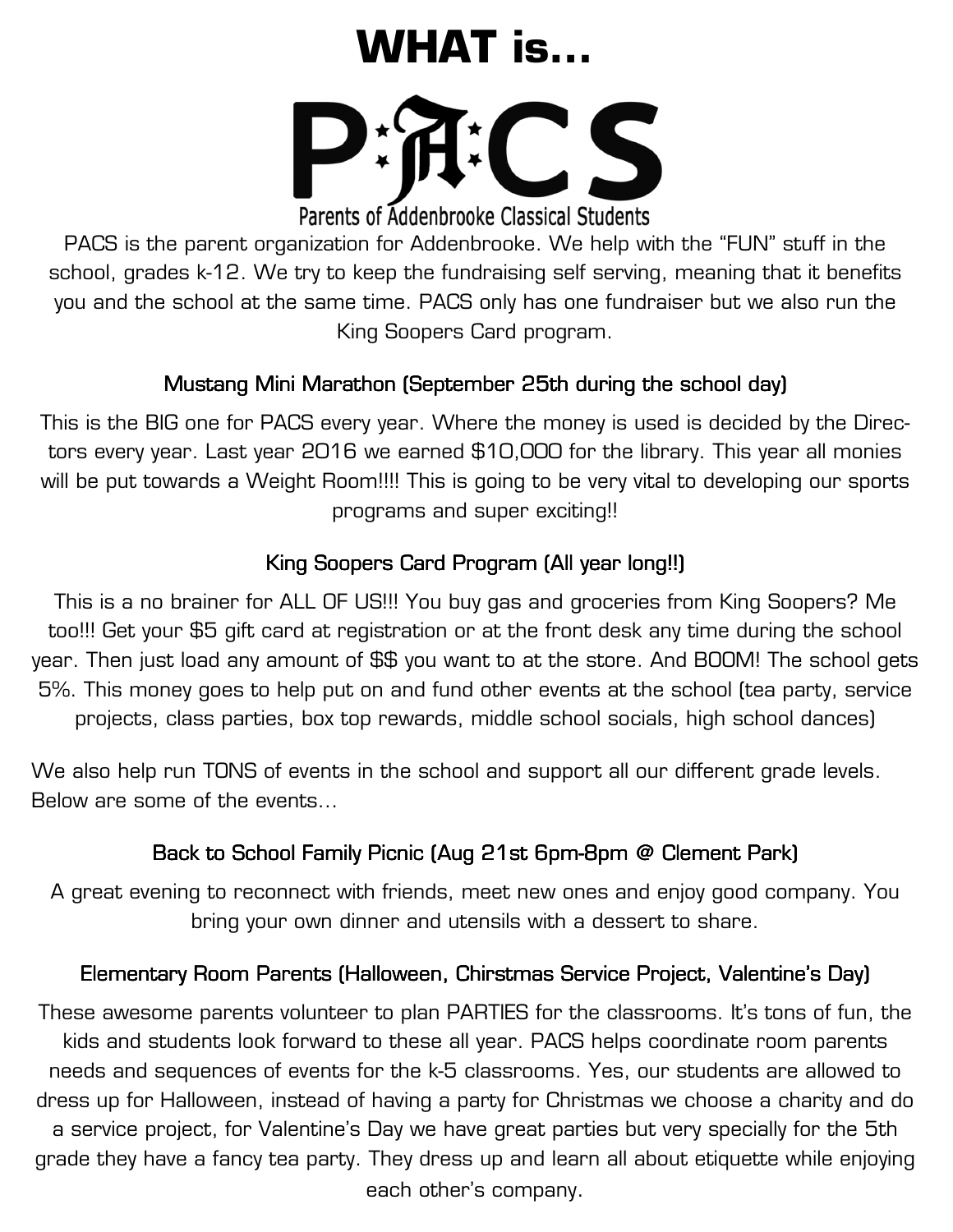# WHAT is…

# PACS

Parents of Addenbrooke Classical Students

PACS is the parent organization for Addenbrooke. We help with the "FUN" stuff in the school, grades k-12. We try to keep the fundraising self serving, meaning that it benefits you and the school at the same time. PACS only has one fundraiser but we also run the King Soopers Card program.

### Mustang Mini Marathon (September 25th during the school day)

This is the BIG one for PACS every year. Where the money is used is decided by the Directors every year. Last year 2016 we earned $10,000 for the library. This year all monies will be put towards a Weight Room!!!! This is going to be very vital to developing our sports programs and super exciting!!

### King Soopers Card Program (All year long!!)

This is a no brainer for ALL OF US!!! You buy gas and groceries from King Soopers? Me too!!! Get your $5 gift card at registration or at the front desk any time during the school year. Then just load any amount of $$ you want to at the store. And BOOM! The school gets 5%. This money goes to help put on and fund other events at the school (tea party, service projects, class parties, box top rewards, middle school socials, high school dances)

We also help run TONS of events in the school and support all our different grade levels. Below are some of the events…

### Back to School Family Picnic (Aug 21st 6pm-8pm @ Clement Park)

A great evening to reconnect with friends, meet new ones and enjoy good company. You bring your own dinner and utensils with a dessert to share.

### Elementary Room Parents (Halloween, Chirstmas Service Project, Valentine's Day)

These awesome parents volunteer to plan PARTIES for the classrooms. It's tons of fun, the kids and students look forward to these all year. PACS helps coordinate room parents needs and sequences of events for the k-5 classrooms. Yes, our students are allowed to dress up for Halloween, instead of having a party for Christmas we choose a charity and do a service project, for Valentine's Day we have great parties but very specially for the 5th grade they have a fancy tea party. They dress up and learn all about etiquette while enjoying each other's company.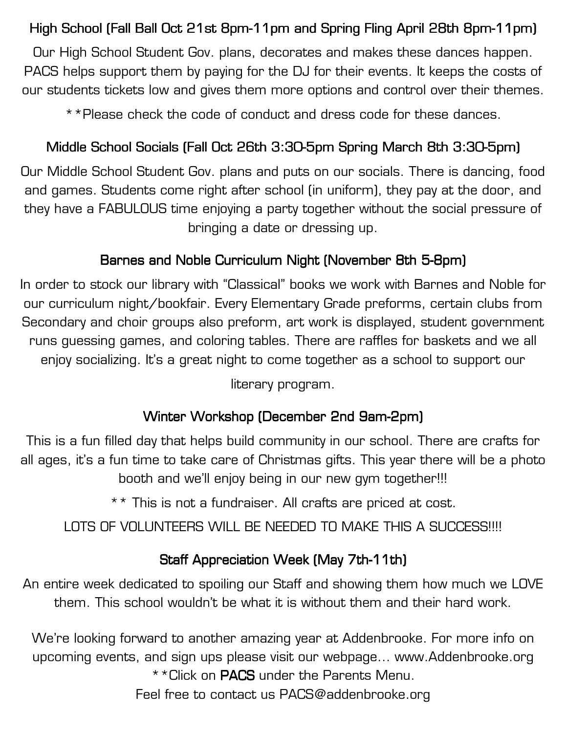### High School (Fall Ball Oct 21st 8pm-11pm and Spring Fling April 28th 8pm-11pm)

Our High School Student Gov. plans, decorates and makes these dances happen. PACS helps support them by paying for the DJ for their events. It keeps the costs of our students tickets low and gives them more options and control over their themes.

**Please check the code of conduct and dress code for these dances.

### Middle School Socials (Fall Oct 26th 3:30-5pm Spring March 8th 3:30-5pm)

Our Middle School Student Gov. plans and puts on our socials. There is dancing, food and games. Students come right after school (in uniform), they pay at the door, and they have a FABULOUS time enjoying a party together without the social pressure of bringing a date or dressing up.

### Barnes and Noble Curriculum Night (November 8th 5-8pm)

In order to stock our library with "Classical" books we work with Barnes and Noble for our curriculum night/bookfair. Every Elementary Grade preforms, certain clubs from Secondary and choir groups also preform, art work is displayed, student government runs guessing games, and coloring tables. There are raffles for baskets and we all enjoy socializing. It's a great night to come together as a school to support our literary program.

### Winter Workshop (December 2nd 9am-2pm)

This is a fun filled day that helps build community in our school. There are crafts for all ages, it's a fun time to take care of Christmas gifts. This year there will be a photo booth and we'll enjoy being in our new gym together!!!

** This is not a fundraiser. All crafts are priced at cost.

LOTS OF VOLUNTEERS WILL BE NEEDED TO MAKE THIS A SUCCESS!!!!

### Staff Appreciation Week (May 7th-11th)

An entire week dedicated to spoiling our Staff and showing them how much we LOVE them. This school wouldn't be what it is without them and their hard work.

We're looking forward to another amazing year at Addenbrooke. For more info on upcoming events, and sign ups please visit our webpage... www.Addenbrooke.org
**Click on **PACS** under the Parents Menu.
Feel free to contact us PACS@addenbrooke.org